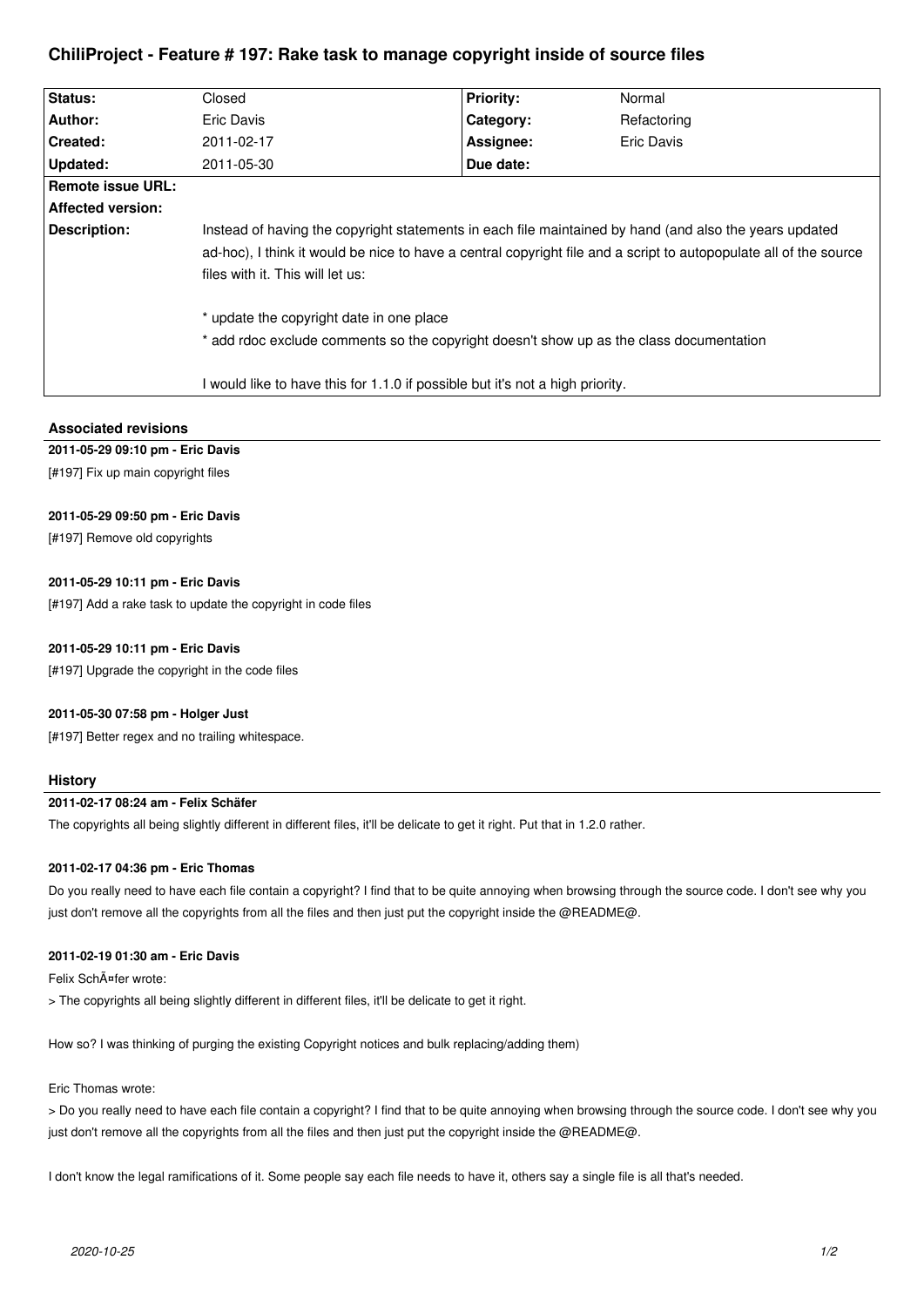# ChiliProject - Feature # 197: Rake task to manage copyright inside of source files

| Status: | Closed | Priority: | Normal |
|---|---|---|---|
| Author: | Eric Davis | Category: | Refactoring |
| Created: | 2011-02-17 | Assignee: | Eric Davis |
| Updated: | 2011-05-30 | Due date: | |
| Remote issue URL: | | | |
| Affected version: | | | |
| Description: | Instead of having the copyright statements in each file maintained by hand (and also the years updated ad-hoc), I think it would be nice to have a central copyright file and a script to autopopulate all of the source files with it. This will let us:<br><br>* update the copyright date in one place<br>* add rdoc exclude comments so the copyright doesn't show up as the class documentation<br><br>I would like to have this for 1.1.0 if possible but it's not a high priority. | | |

## Associated revisions

**2011-05-29 09:10 pm - Eric Davis**

[#197] Fix up main copyright files

**2011-05-29 09:50 pm - Eric Davis**

[#197] Remove old copyrights

**2011-05-29 10:11 pm - Eric Davis**

[#197] Add a rake task to update the copyright in code files

**2011-05-29 10:11 pm - Eric Davis**

[#197] Upgrade the copyright in the code files

**2011-05-30 07:58 pm - Holger Just**

[#197] Better regex and no trailing whitespace.

## History

**2011-02-17 08:24 am - Felix Schäfer**

The copyrights all being slightly different in different files, it'll be delicate to get it right. Put that in 1.2.0 rather.

**2011-02-17 04:36 pm - Eric Thomas**

Do you really need to have each file contain a copyright? I find that to be quite annoying when browsing through the source code. I don't see why you just don't remove all the copyrights from all the files and then just put the copyright inside the @README@.

**2011-02-19 01:30 am - Eric Davis**

Felix SchÃ¤fer wrote:

> The copyrights all being slightly different in different files, it'll be delicate to get it right.

How so? I was thinking of purging the existing Copyright notices and bulk replacing/adding them)

Eric Thomas wrote:

> Do you really need to have each file contain a copyright? I find that to be quite annoying when browsing through the source code. I don't see why you just don't remove all the copyrights from all the files and then just put the copyright inside the @README@.

I don't know the legal ramifications of it. Some people say each file needs to have it, others say a single file is all that's needed.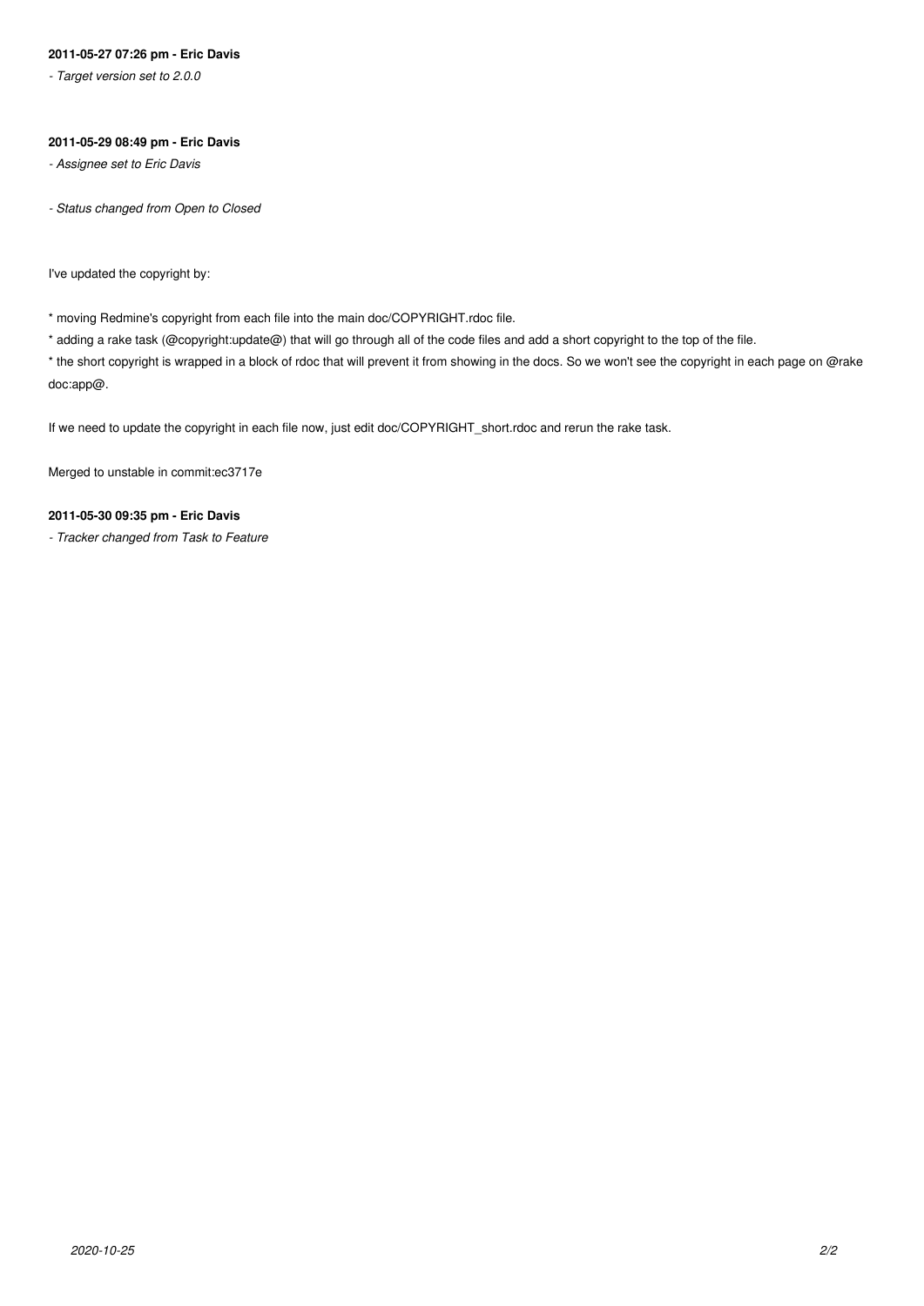**2011-05-27 07:26 pm - Eric Davis**

*- Target version set to 2.0.0*

**2011-05-29 08:49 pm - Eric Davis**

*- Assignee set to Eric Davis*

*- Status changed from Open to Closed*

I've updated the copyright by:

* moving Redmine's copyright from each file into the main doc/COPYRIGHT.rdoc file.
* adding a rake task (@copyright:update@) that will go through all of the code files and add a short copyright to the top of the file.
* the short copyright is wrapped in a block of rdoc that will prevent it from showing in the docs. So we won't see the copyright in each page on @rake doc:app@.

If we need to update the copyright in each file now, just edit doc/COPYRIGHT_short.rdoc and rerun the rake task.

Merged to unstable in commit:ec3717e

**2011-05-30 09:35 pm - Eric Davis**

*- Tracker changed from Task to Feature*